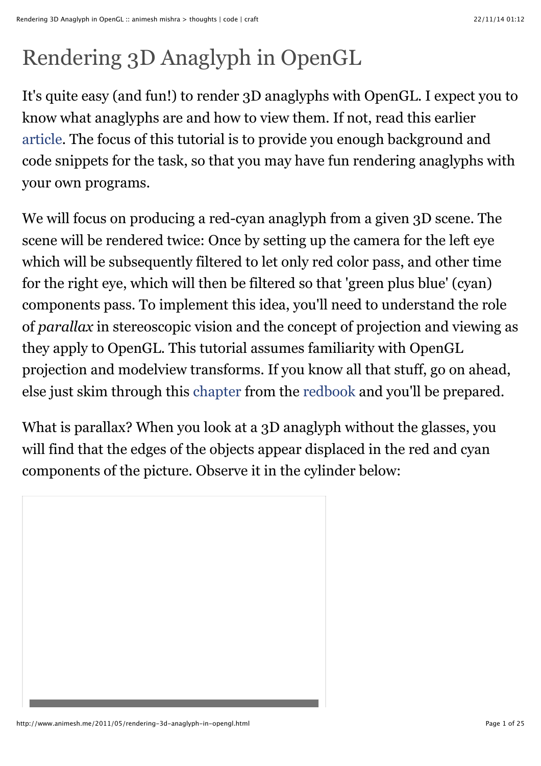# Rendering 3D Anaglyph in OpenGL

It's quite easy (and fun!) to render 3D anaglyphs with OpenGL. I expect you to know what anaglyphs are and how to view them. If not, read this earlier article. The focus of this tutorial is to provide you enough background and code snippets for the task, so that you may have fun rendering anaglyphs with your own programs.

We will focus on producing a red-cyan anaglyph from a given 3D scene. The scene will be rendered twice: Once by setting up the camera for the left eye which will be subsequently filtered to let only red color pass, and other time for the right eye, which will then be filtered so that 'green plus blue' (cyan) components pass. To implement this idea, you'll need to understand the role of *parallax* in stereoscopic vision and the concept of projection and viewing as they apply to OpenGL. This tutorial assumes familiarity with OpenGL projection and modelview transforms. If you know all that stuff, go on ahead, else just skim through this chapter from the redbook and you'll be prepared.

What is parallax? When you look at a 3D anaglyph without the glasses, you will find that the edges of the objects appear displaced in the red and cyan components of the picture. Observe it in the cylinder below: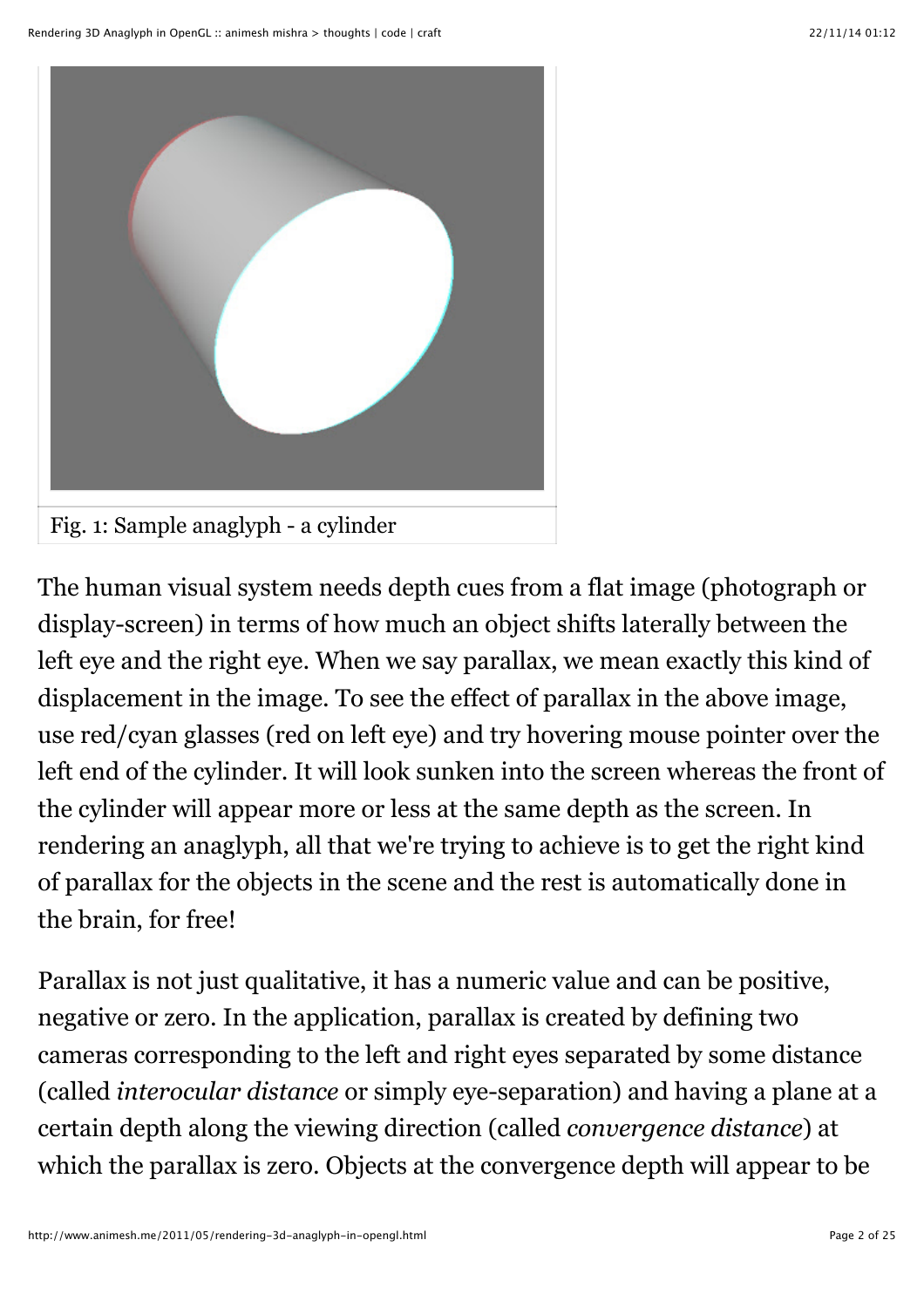Fig. 1: Sample anaglyph - a cylinder

The human visual system needs depth cues from a flat image (photograph or display-screen) in terms of how much an object shifts laterally between the left eye and the right eye. When we say parallax, we mean exactly this kind of displacement in the image. To see the effect of parallax in the above image, use red/cyan glasses (red on left eye) and try hovering mouse pointer over the left end of the cylinder. It will look sunken into the screen whereas the front of the cylinder will appear more or less at the same depth as the screen. In rendering an anaglyph, all that we're trying to achieve is to get the right kind of parallax for the objects in the scene and the rest is automatically done in the brain, for free!

Parallax is not just qualitative, it has a numeric value and can be positive, negative or zero. In the application, parallax is created by defining two cameras corresponding to the left and right eyes separated by some distance (called *interocular distance* or simply eye-separation) and having a plane at a certain depth along the viewing direction (called *convergence distance*) at which the parallax is zero. Objects at the convergence depth will appear to be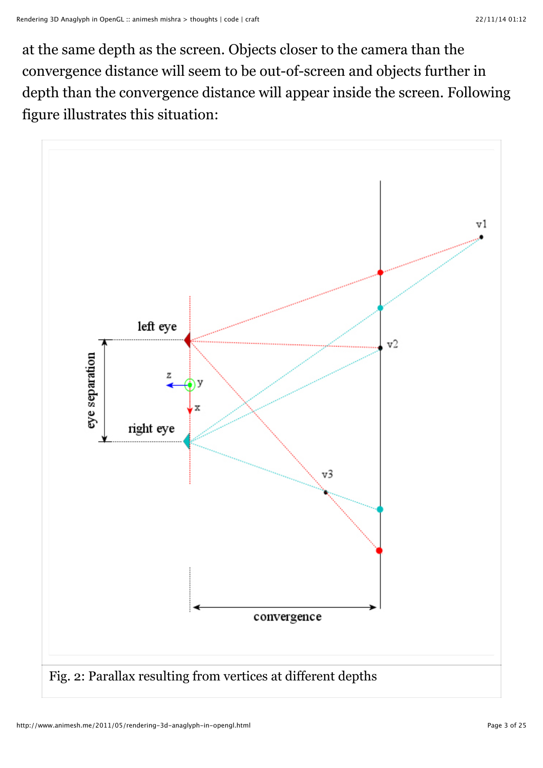at the same depth as the screen. Objects closer to the camera than the convergence distance will seem to be out-of-screen and objects further in depth than the convergence distance will appear inside the screen. Following figure illustrates this situation:

Fig. 2: Parallax resulting from vertices at different depths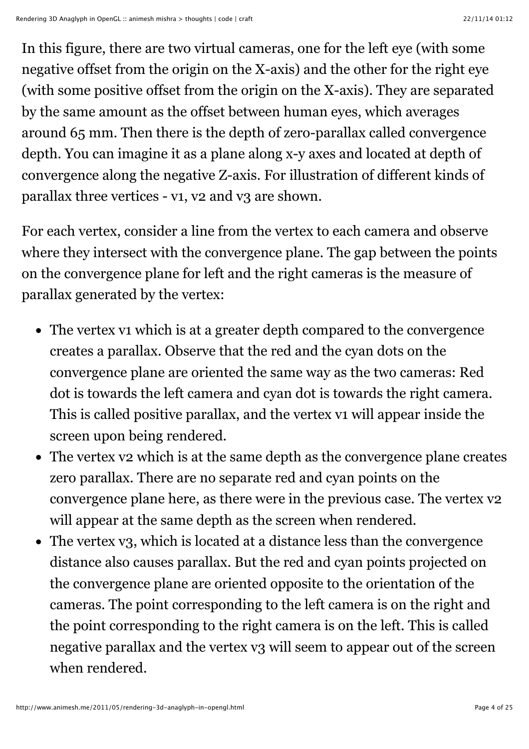In this figure, there are two virtual cameras, one for the left eye (with some negative offset from the origin on the X-axis) and the other for the right eye (with some positive offset from the origin on the X-axis). They are separated by the same amount as the offset between human eyes, which averages around 65 mm. Then there is the depth of zero-parallax called convergence depth. You can imagine it as a plane along x-y axes and located at depth of convergence along the negative Z-axis. For illustration of different kinds of parallax three vertices - v1, v2 and v3 are shown.

For each vertex, consider a line from the vertex to each camera and observe where they intersect with the convergence plane. The gap between the points on the convergence plane for left and the right cameras is the measure of parallax generated by the vertex:

- The vertex v1 which is at a greater depth compared to the convergence creates a parallax. Observe that the red and the cyan dots on the convergence plane are oriented the same way as the two cameras: Red dot is towards the left camera and cyan dot is towards the right camera. This is called positive parallax, and the vertex v1 will appear inside the screen upon being rendered.
- The vertex v2 which is at the same depth as the convergence plane creates zero parallax. There are no separate red and cyan points on the convergence plane here, as there were in the previous case. The vertex v2 will appear at the same depth as the screen when rendered.
- The vertex v3, which is located at a distance less than the convergence distance also causes parallax. But the red and cyan points projected on the convergence plane are oriented opposite to the orientation of the cameras. The point corresponding to the left camera is on the right and the point corresponding to the right camera is on the left. This is called negative parallax and the vertex v3 will seem to appear out of the screen when rendered.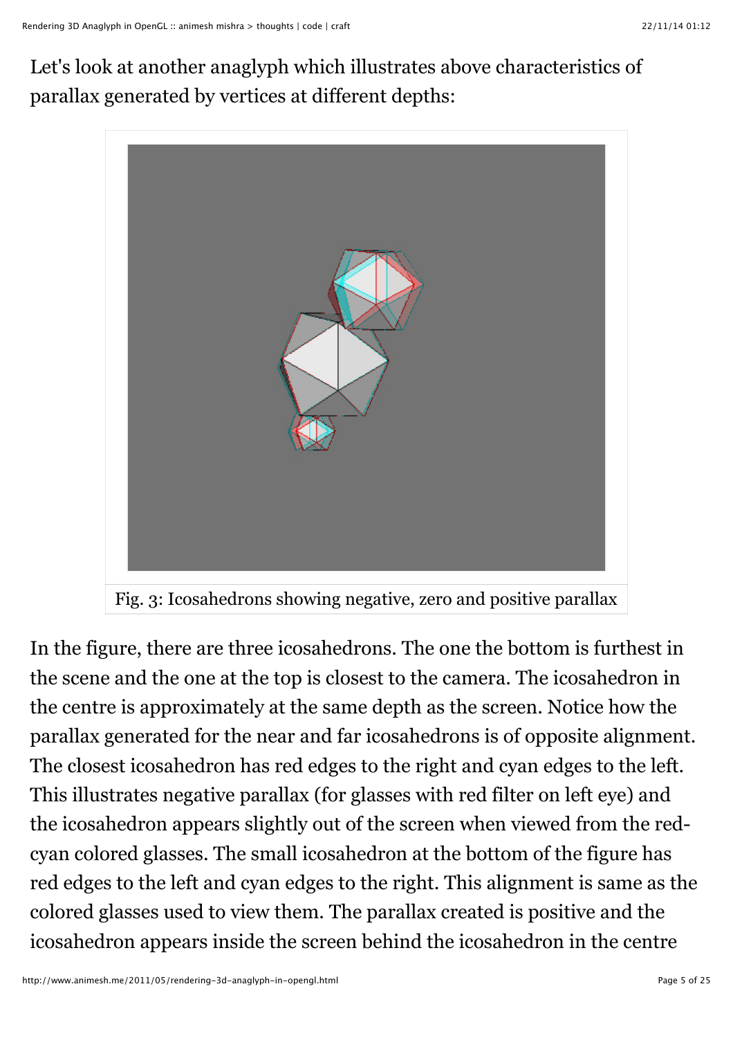Let's look at another anaglyph which illustrates above characteristics of parallax generated by vertices at different depths:

Fig. 3: Icosahedrons showing negative, zero and positive parallax

In the figure, there are three icosahedrons. The one the bottom is furthest in the scene and the one at the top is closest to the camera. The icosahedron in the centre is approximately at the same depth as the screen. Notice how the parallax generated for the near and far icosahedrons is of opposite alignment. The closest icosahedron has red edges to the right and cyan edges to the left. This illustrates negative parallax (for glasses with red filter on left eye) and the icosahedron appears slightly out of the screen when viewed from the red-cyan colored glasses. The small icosahedron at the bottom of the figure has red edges to the left and cyan edges to the right. This alignment is same as the colored glasses used to view them. The parallax created is positive and the icosahedron appears inside the screen behind the icosahedron in the centre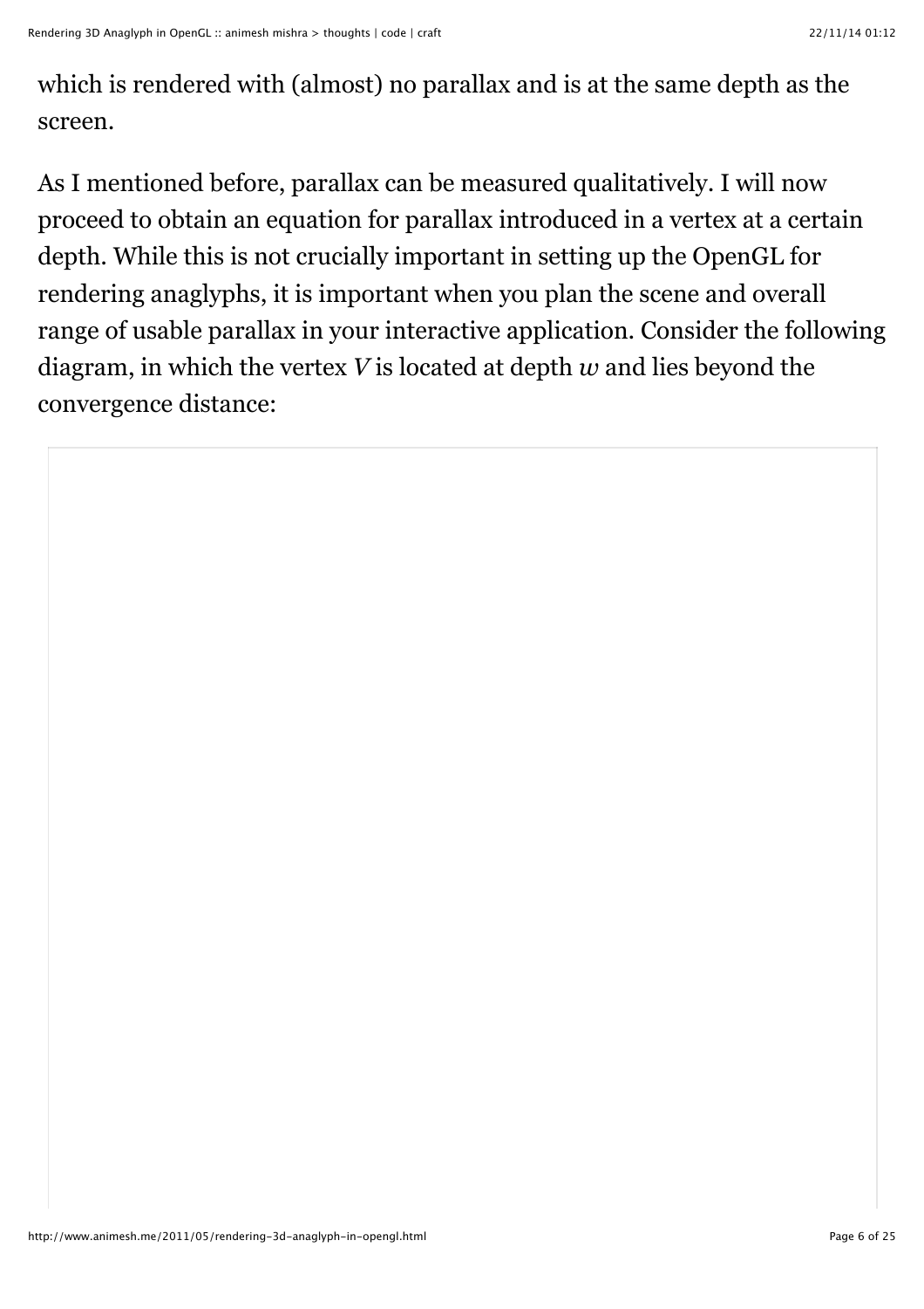which is rendered with (almost) no parallax and is at the same depth as the screen.

As I mentioned before, parallax can be measured qualitatively. I will now proceed to obtain an equation for parallax introduced in a vertex at a certain depth. While this is not crucially important in setting up the OpenGL for rendering anaglyphs, it is important when you plan the scene and overall range of usable parallax in your interactive application. Consider the following diagram, in which the vertex $V$ is located at depth $w$ and lies beyond the convergence distance: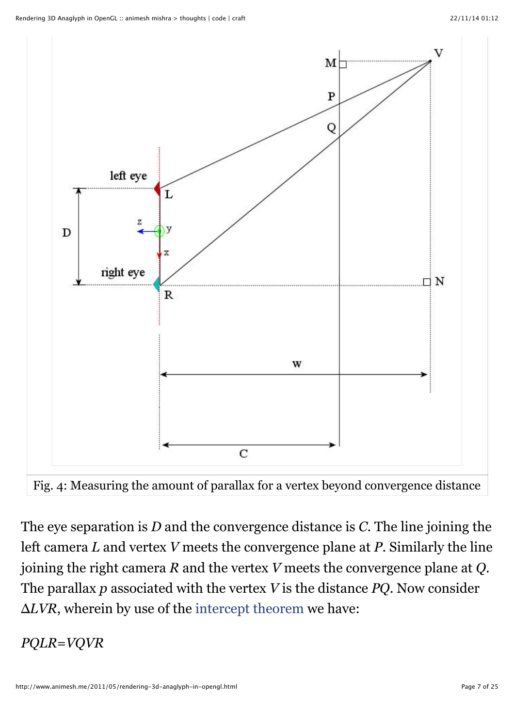Fig. 4: Measuring the amount of parallax for a vertex beyond convergence distance

The eye separation is $D$ and the convergence distance is $C$. The line joining the left camera $L$ and vertex $V$ meets the convergence plane at $P$. Similarly the line joining the right camera $R$ and the vertex $V$ meets the convergence plane at $Q$. The parallax $p$ associated with the vertex $V$ is the distance $PQ$. Now consider $\Delta LVR$, wherein by use of the intercept theorem we have:

$PQLR=VQVR$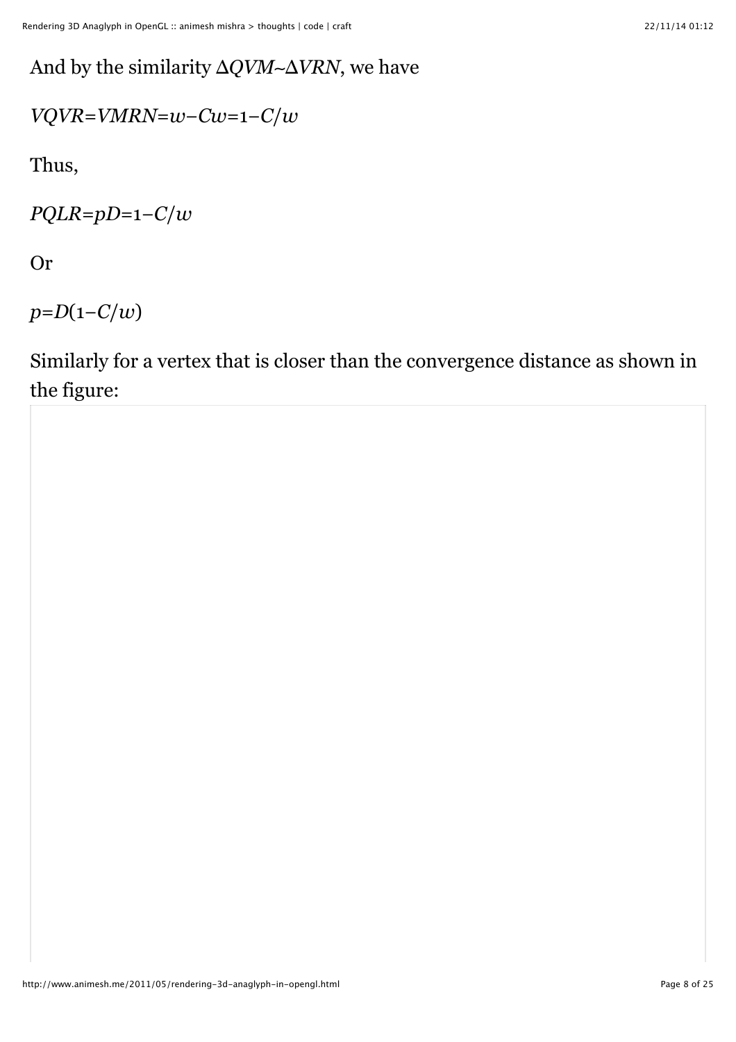And by the similarity $\Delta QVM \sim \Delta VRN$, we have

$$VQVR = VMRN = w - Cw = 1 - C/w$$

Thus,

$$PQLR = pD = 1 - C/w$$

Or

$$p = D(1 - C/w)$$

Similarly for a vertex that is closer than the convergence distance as shown in the figure: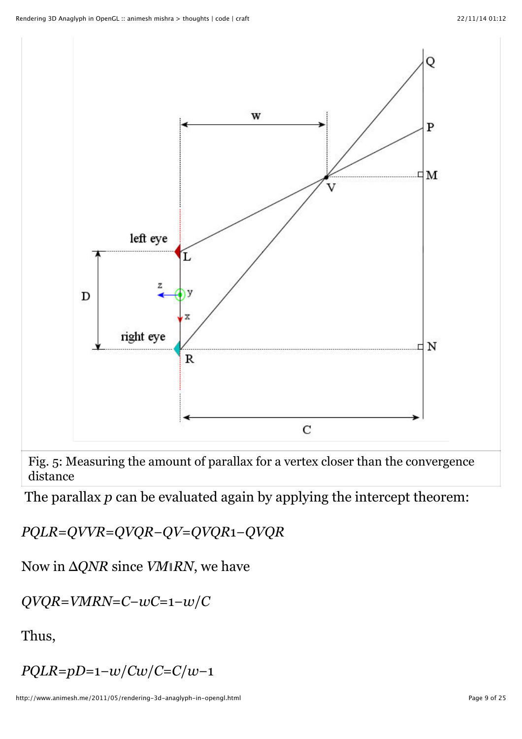Fig. 5: Measuring the amount of parallax for a vertex closer than the convergence distance

The parallax $p$ can be evaluated again by applying the intercept theorem:

$$\frac{PQ}{LR} = \frac{QV}{VR} = \frac{QV}{QR - QV} = \frac{\frac{QV}{QR}}{1 - \frac{QV}{QR}}$$

Now in $\Delta QNR$ since $VM \parallel RN$, we have

$$\frac{QV}{QR} = \frac{VM}{RN} = \frac{C - w}{C} = 1 - w/C$$

Thus,

$$\frac{PQ}{LR} = \frac{p}{D} = \frac{1 - w/C}{w/C} = C/w - 1$$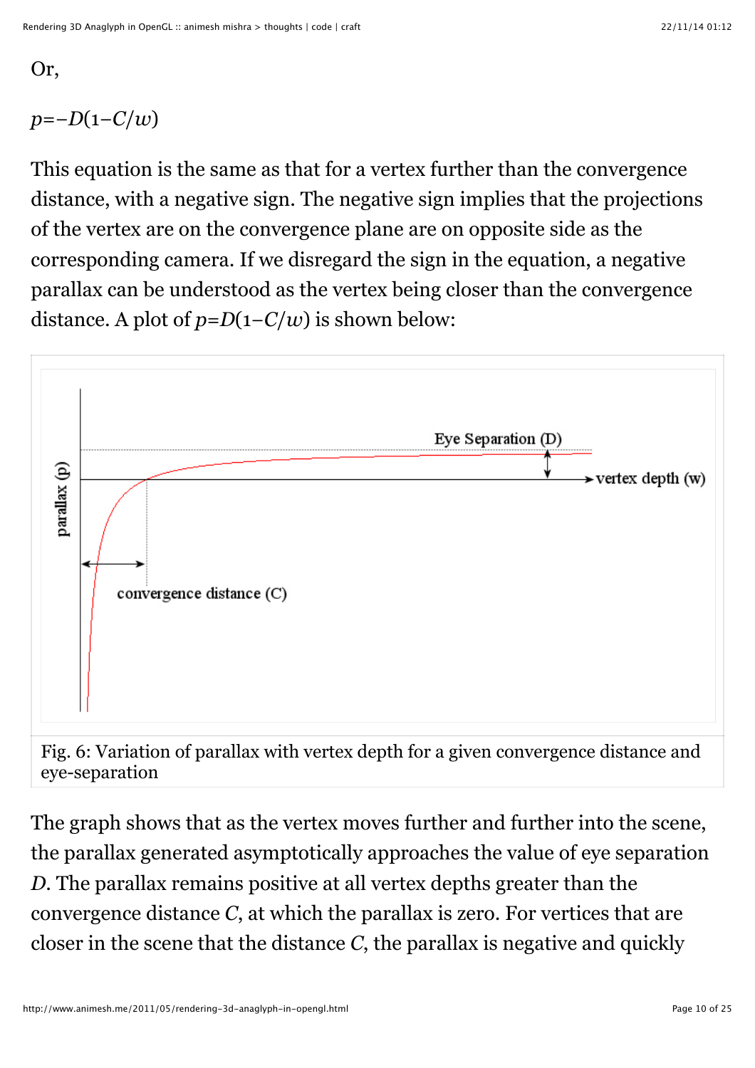Or,

$p=-D(1-C/w)$

This equation is the same as that for a vertex further than the convergence distance, with a negative sign. The negative sign implies that the projections of the vertex are on the convergence plane are on opposite side as the corresponding camera. If we disregard the sign in the equation, a negative parallax can be understood as the vertex being closer than the convergence distance. A plot of $p=D(1-C/w)$ is shown below:

Fig. 6: Variation of parallax with vertex depth for a given convergence distance and eye-separation

The graph shows that as the vertex moves further and further into the scene, the parallax generated asymptotically approaches the value of eye separation $D$. The parallax remains positive at all vertex depths greater than the convergence distance $C$, at which the parallax is zero. For vertices that are closer in the scene that the distance $C$, the parallax is negative and quickly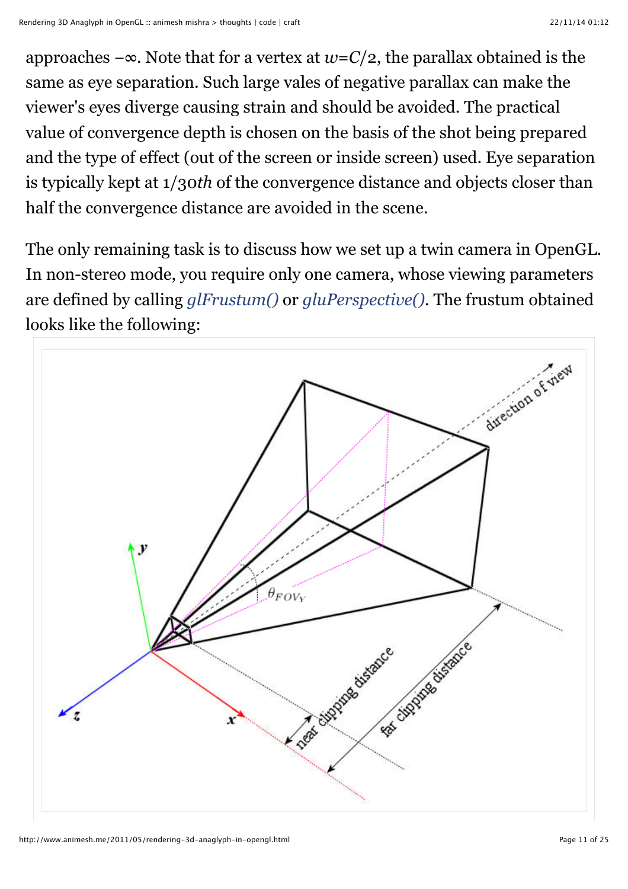approaches $-\infty$. Note that for a vertex at $w$=$C$/2, the parallax obtained is the same as eye separation. Such large vales of negative parallax can make the viewer's eyes diverge causing strain and should be avoided. The practical value of convergence depth is chosen on the basis of the shot being prepared and the type of effect (out of the screen or inside screen) used. Eye separation is typically kept at 1/30*th* of the convergence distance and objects closer than half the convergence distance are avoided in the scene.

The only remaining task is to discuss how we set up a twin camera in OpenGL. In non-stereo mode, you require only one camera, whose viewing parameters are defined by calling *glFrustum()* or *gluPerspective()*. The frustum obtained looks like the following: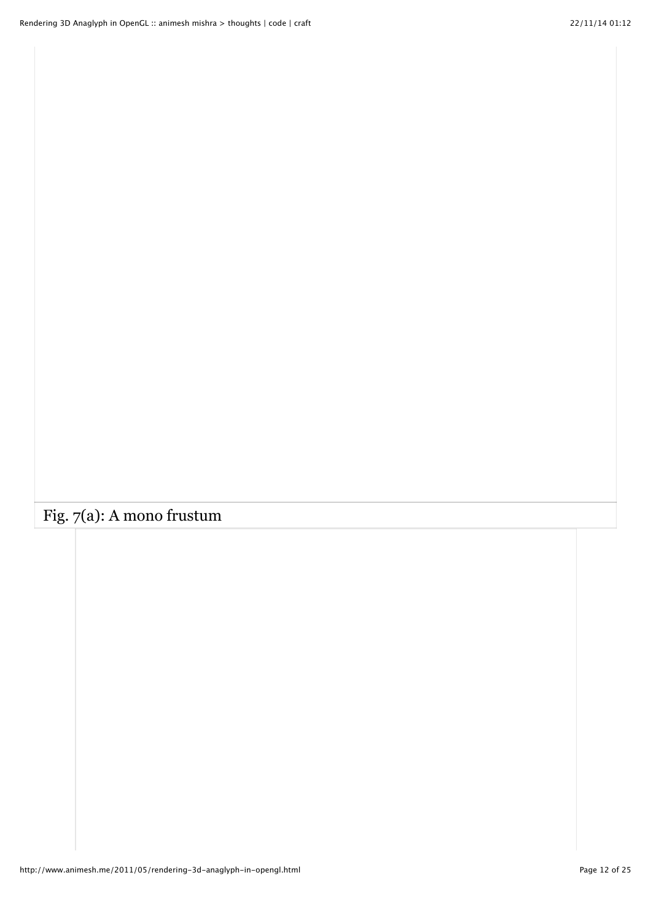Fig. 7(a): A mono frustum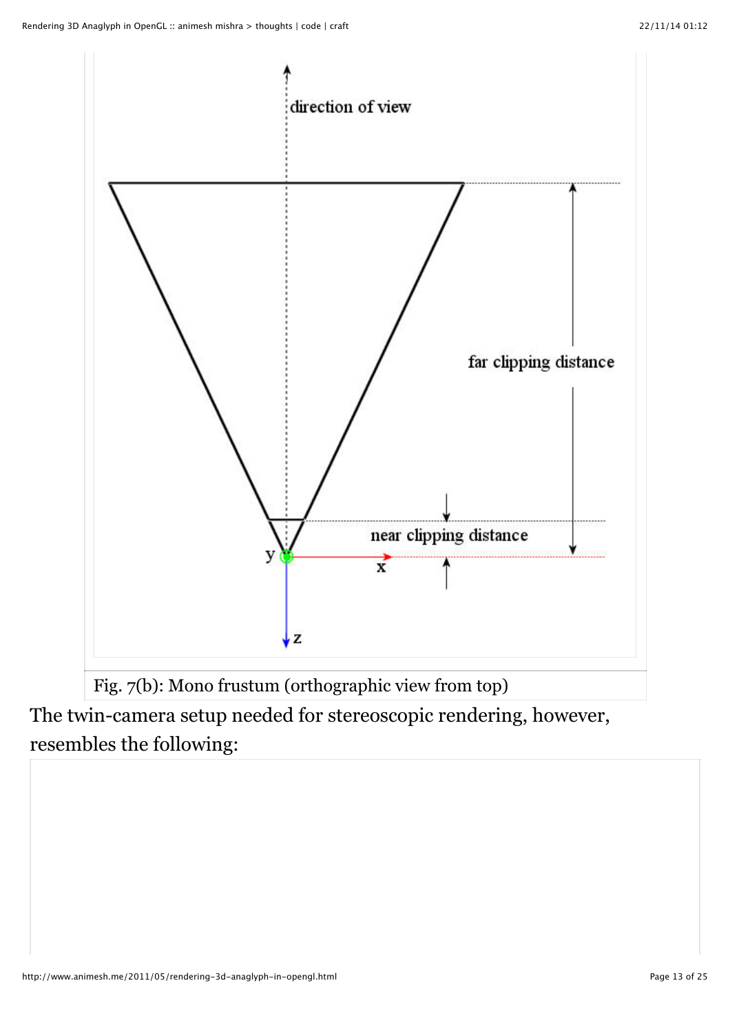Fig. 7(b): Mono frustum (orthographic view from top)

The twin-camera setup needed for stereoscopic rendering, however, resembles the following: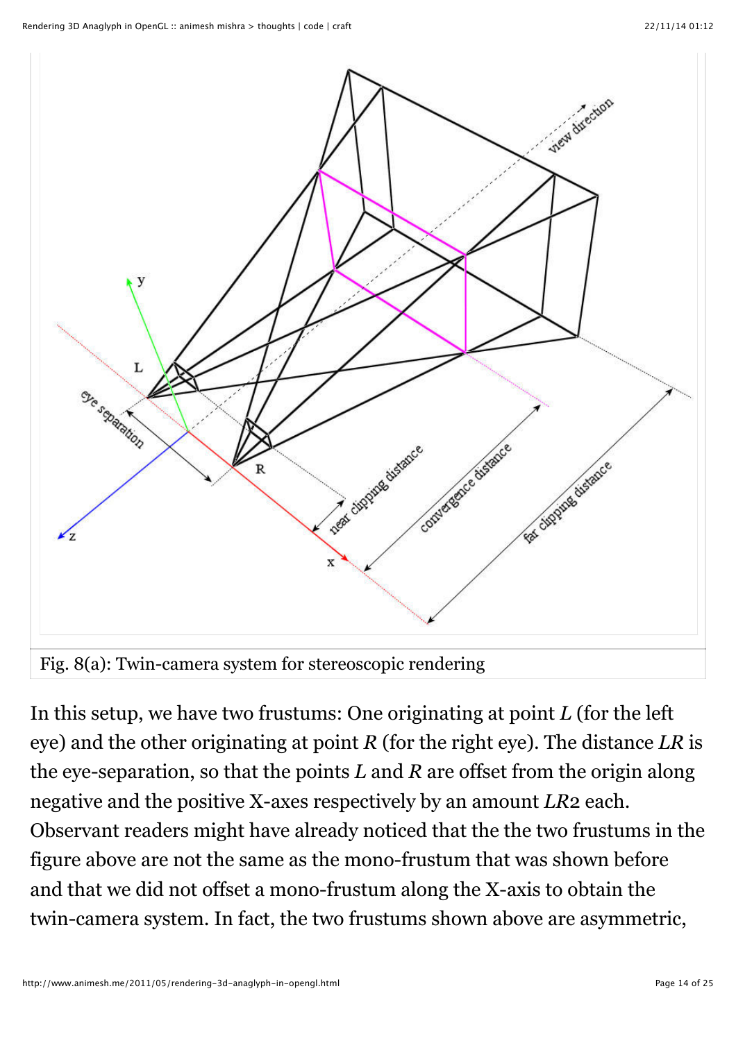Fig. 8(a): Twin-camera system for stereoscopic rendering

In this setup, we have two frustums: One originating at point *L* (for the left eye) and the other originating at point *R* (for the right eye). The distance *LR* is the eye-separation, so that the points *L* and *R* are offset from the origin along negative and the positive X-axes respectively by an amount $\frac{LR}{2}$ each. Observant readers might have already noticed that the the two frustums in the figure above are not the same as the mono-frustum that was shown before and that we did not offset a mono-frustum along the X-axis to obtain the twin-camera system. In fact, the two frustums shown above are asymmetric,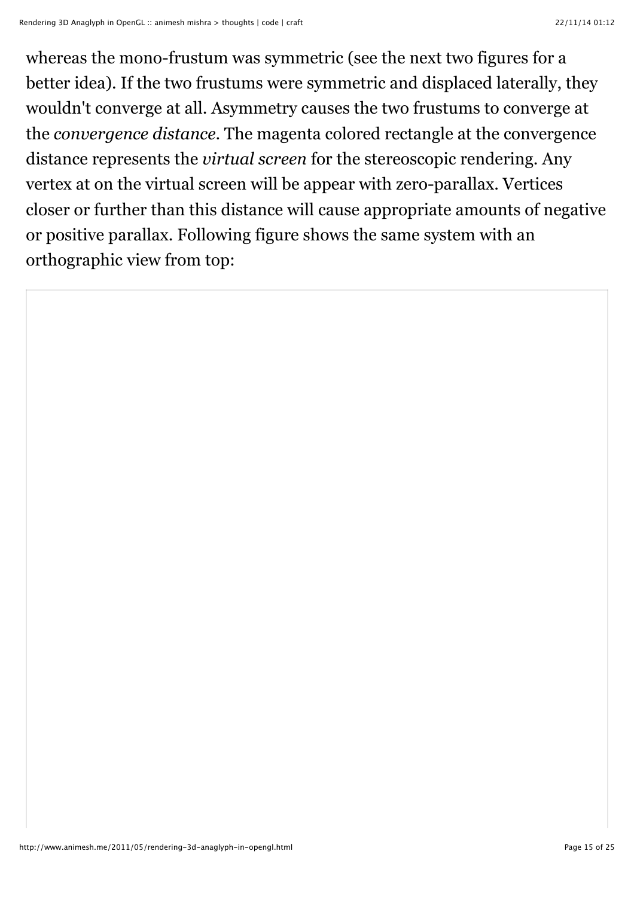whereas the mono-frustum was symmetric (see the next two figures for a better idea). If the two frustums were symmetric and displaced laterally, they wouldn't converge at all. Asymmetry causes the two frustums to converge at the *convergence distance*. The magenta colored rectangle at the convergence distance represents the *virtual screen* for the stereoscopic rendering. Any vertex at on the virtual screen will be appear with zero-parallax. Vertices closer or further than this distance will cause appropriate amounts of negative or positive parallax. Following figure shows the same system with an orthographic view from top: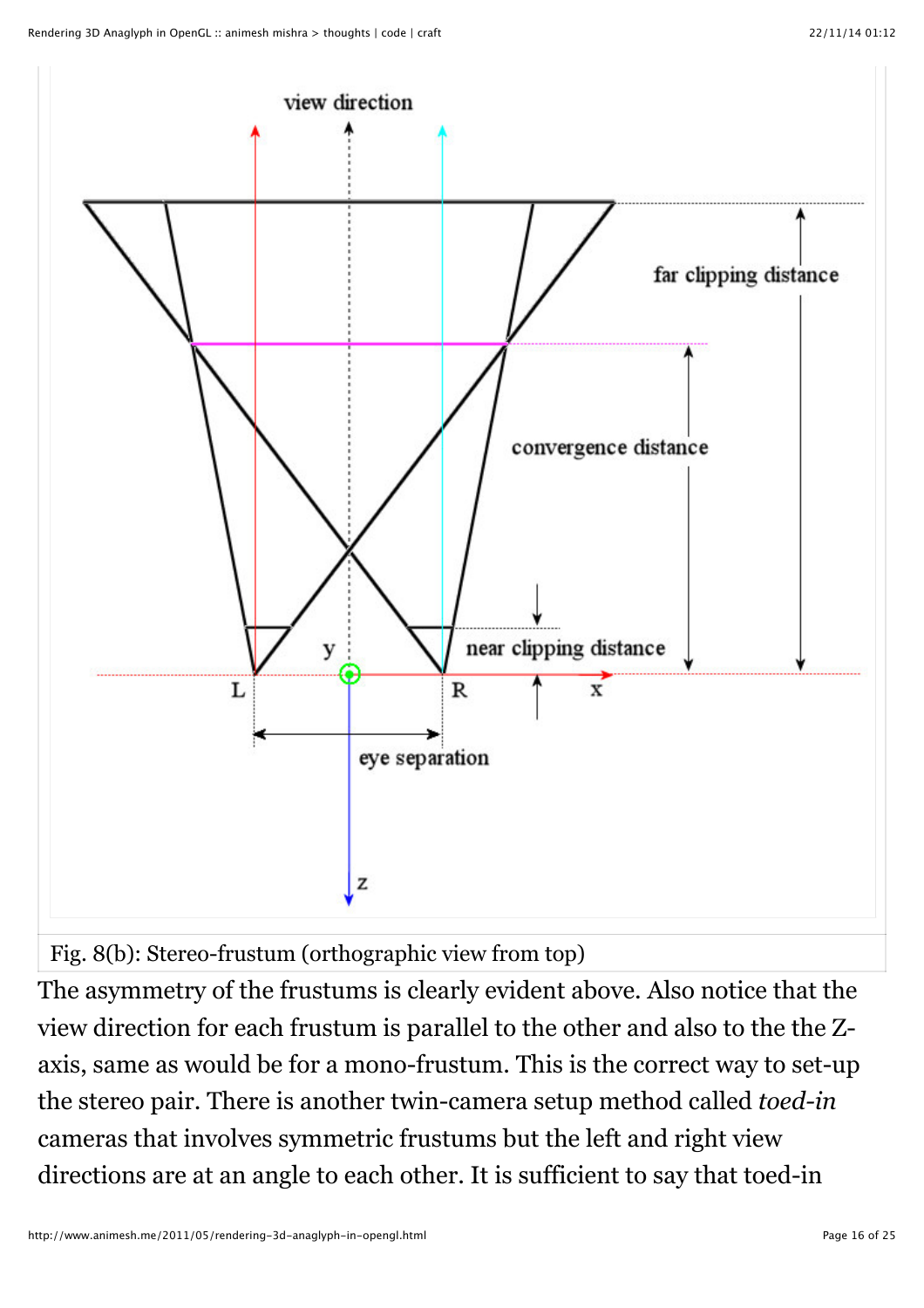Fig. 8(b): Stereo-frustum (orthographic view from top)

The asymmetry of the frustums is clearly evident above. Also notice that the view direction for each frustum is parallel to the other and also to the the Z-axis, same as would be for a mono-frustum. This is the correct way to set-up the stereo pair. There is another twin-camera setup method called *toed-in* cameras that involves symmetric frustums but the left and right view directions are at an angle to each other. It is sufficient to say that toed-in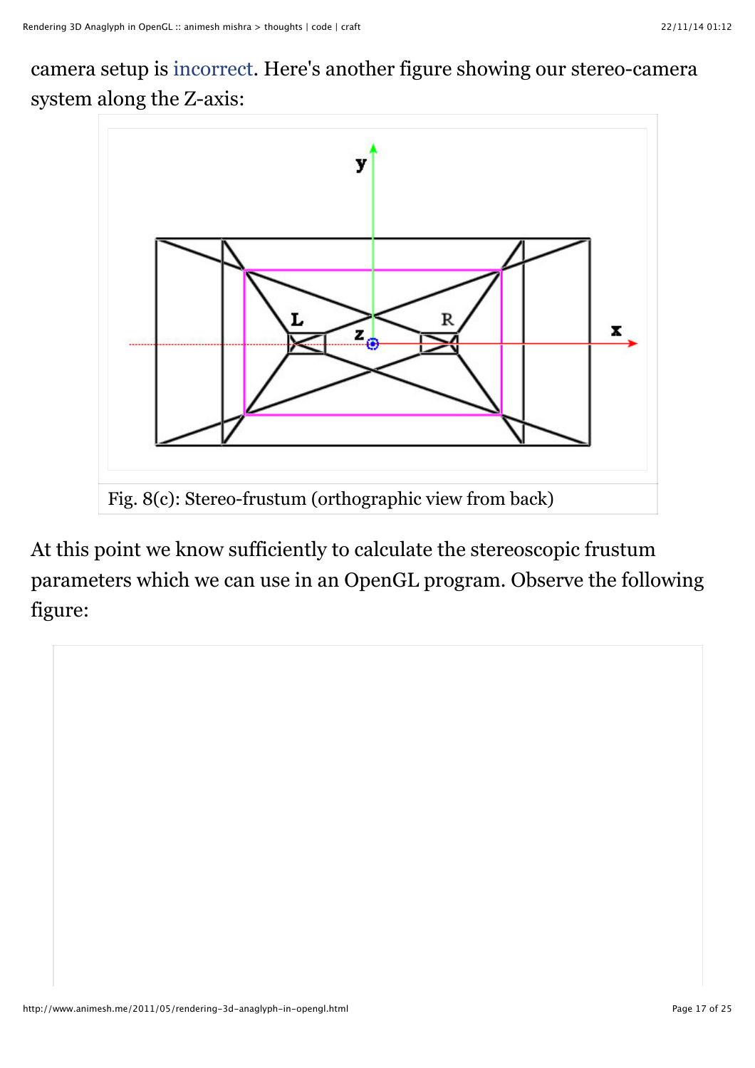camera setup is incorrect. Here's another figure showing our stereo-camera system along the Z-axis:

Fig. 8(c): Stereo-frustum (orthographic view from back)

At this point we know sufficiently to calculate the stereoscopic frustum parameters which we can use in an OpenGL program. Observe the following figure: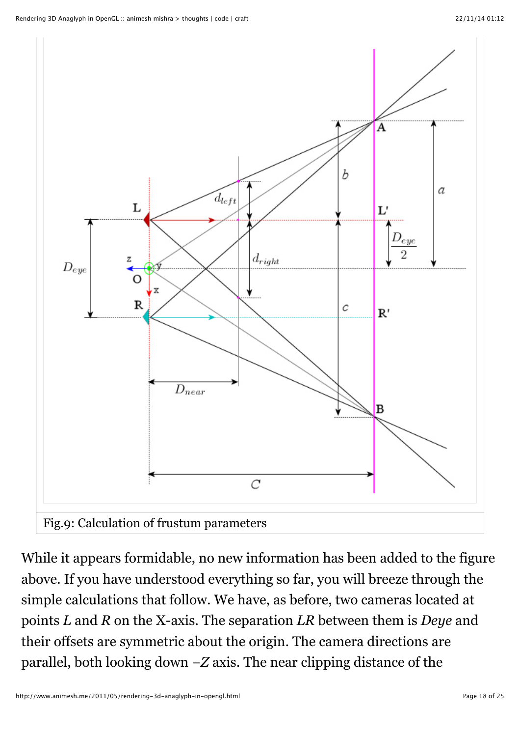Fig.9: Calculation of frustum parameters

While it appears formidable, no new information has been added to the figure above. If you have understood everything so far, you will breeze through the simple calculations that follow. We have, as before, two cameras located at points *L* and *R* on the X-axis. The separation *LR* between them is *Deye* and their offsets are symmetric about the origin. The camera directions are parallel, both looking down –*Z* axis. The near clipping distance of the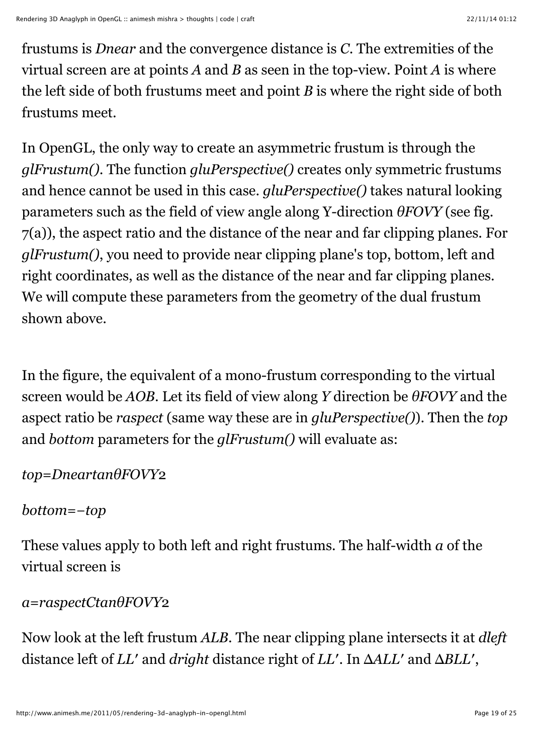frustums is $D_{near}$ and the convergence distance is $C$. The extremities of the virtual screen are at points $A$ and $B$ as seen in the top-view. Point $A$ is where the left side of both frustums meet and point $B$ is where the right side of both frustums meet.

In OpenGL, the only way to create an asymmetric frustum is through the *glFrustum()*. The function *gluPerspective()* creates only symmetric frustums and hence cannot be used in this case. *gluPerspective()* takes natural looking parameters such as the field of view angle along Y-direction $\theta_{FOVY}$ (see fig. 7(a)), the aspect ratio and the distance of the near and far clipping planes. For *glFrustum()*, you need to provide near clipping plane's top, bottom, left and right coordinates, as well as the distance of the near and far clipping planes. We will compute these parameters from the geometry of the dual frustum shown above.

In the figure, the equivalent of a mono-frustum corresponding to the virtual screen would be $AOB$. Let its field of view along $Y$ direction be $\theta_{FOVY}$ and the aspect ratio be $r_{aspect}$ (same way these are in *gluPerspective()*). Then the *top* and *bottom* parameters for the *glFrustum()* will evaluate as:

$$top = D_{near} \tan \frac{\theta_{FOVY}}{2}$$

$$bottom = -top$$

These values apply to both left and right frustums. The half-width $a$ of the virtual screen is

$$a = r_{aspect} C \tan \frac{\theta_{FOVY}}{2}$$

Now look at the left frustum $ALB$. The near clipping plane intersects it at $d_{left}$ distance left of $LL'$ and $d_{right}$ distance right of $LL'$. In $\Delta ALL'$ and $\Delta BLL'$,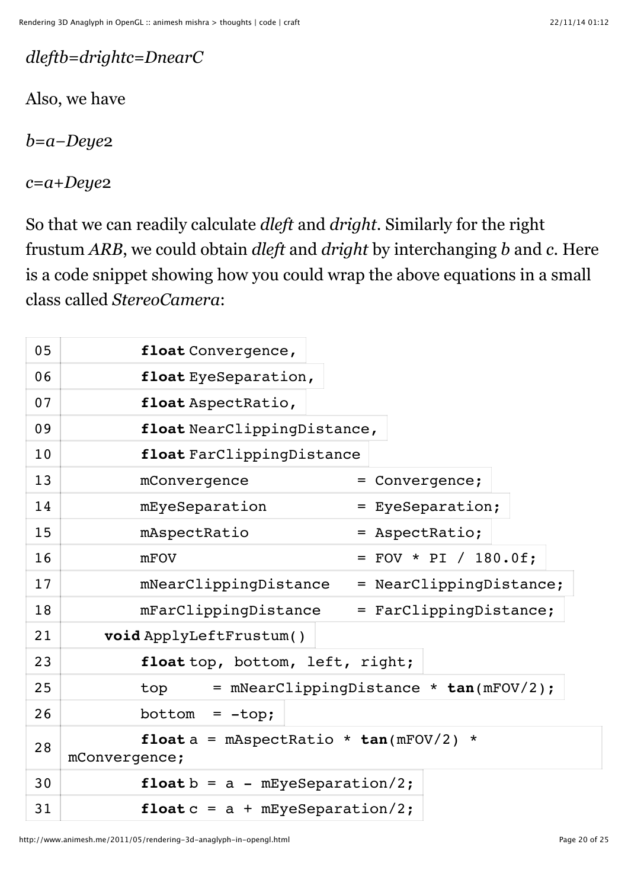$$\frac{d_{left}}{b} = \frac{d_{right}}{c} = \frac{D_{near}}{C}$$

Also, we have

$$b = a - \frac{D_{eye}}{2}$$

$$c = a + \frac{D_{eye}}{2}$$

So that we can readily calculate *dleft* and *dright*. Similarly for the right frustum *ARB*, we could obtain *dleft* and *dright* by interchanging *b* and *c*. Here is a code snippet showing how you could wrap the above equations in a small class called *StereoCamera*:

```
05          float Convergence,
06          float EyeSeparation,
07          float AspectRatio,
09          float NearClippingDistance,
10          float FarClippingDistance
13          mConvergence            = Convergence;
14          mEyeSeparation          = EyeSeparation;
15          mAspectRatio            = AspectRatio;
16          mFOV                    = FOV * PI / 180.0f;
17          mNearClippingDistance   = NearClippingDistance;
18          mFarClippingDistance    = FarClippingDistance;
21      void ApplyLeftFrustum()
23          float top, bottom, left, right;
25          top     = mNearClippingDistance * tan(mFOV/2);
26          bottom  = -top;
28          float a = mAspectRatio * tan(mFOV/2) * mConvergence;
30          float b = a - mEyeSeparation/2;
31          float c = a + mEyeSeparation/2;
```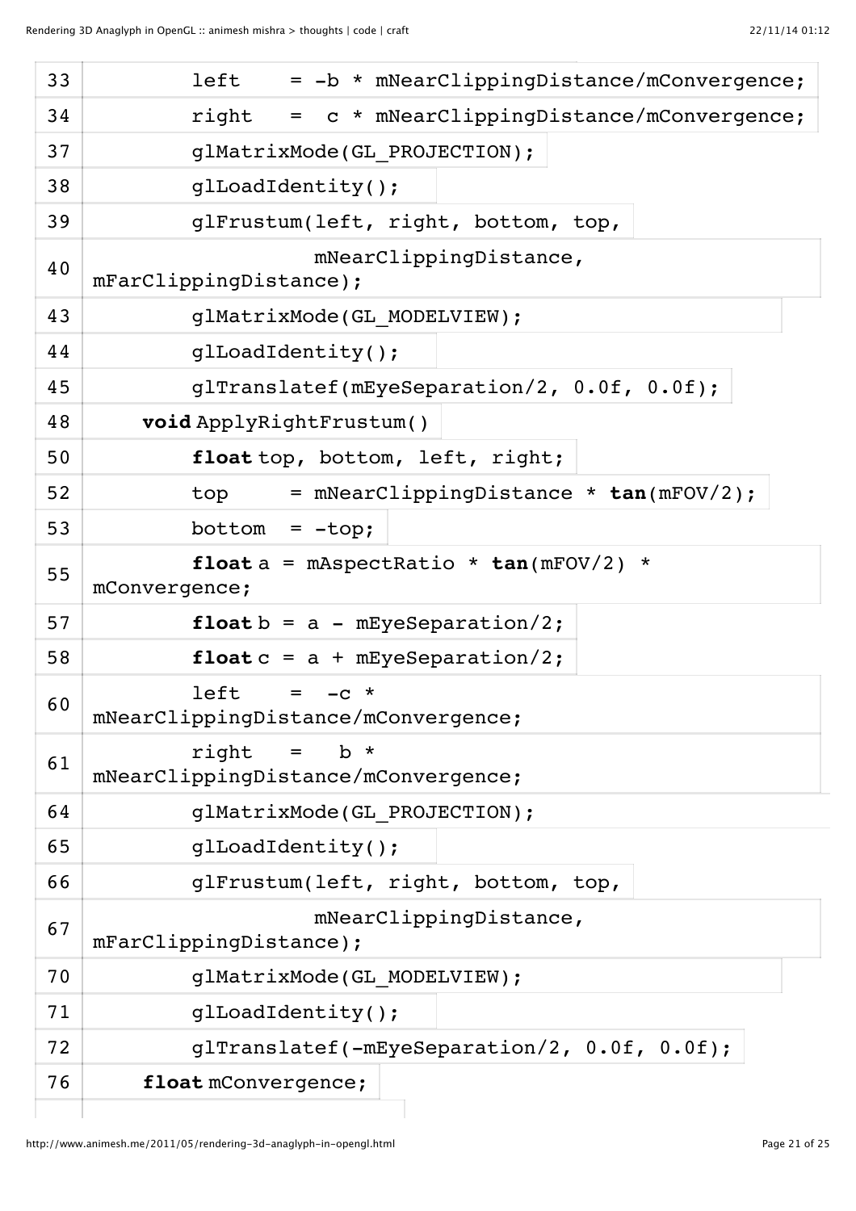```
33        left    = -b * mNearClippingDistance/mConvergence;
34        right   =  c * mNearClippingDistance/mConvergence;
37        glMatrixMode(GL_PROJECTION);
38        glLoadIdentity();
39        glFrustum(left, right, bottom, top,
40                  mNearClippingDistance, mFarClippingDistance);
43        glMatrixMode(GL_MODELVIEW);
44        glLoadIdentity();
45        glTranslatef(mEyeSeparation/2, 0.0f, 0.0f);
48    void ApplyRightFrustum()
50        float top, bottom, left, right;
52        top     = mNearClippingDistance * tan(mFOV/2);
53        bottom  = -top;
55        float a = mAspectRatio * tan(mFOV/2) * mConvergence;
57        float b = a - mEyeSeparation/2;
58        float c = a + mEyeSeparation/2;
60        left    =  -c * mNearClippingDistance/mConvergence;
61        right   =   b * mNearClippingDistance/mConvergence;
64        glMatrixMode(GL_PROJECTION);
65        glLoadIdentity();
66        glFrustum(left, right, bottom, top,
67                  mNearClippingDistance, mFarClippingDistance);
70        glMatrixMode(GL_MODELVIEW);
71        glLoadIdentity();
72        glTranslatef(-mEyeSeparation/2, 0.0f, 0.0f);
76    float mConvergence;
```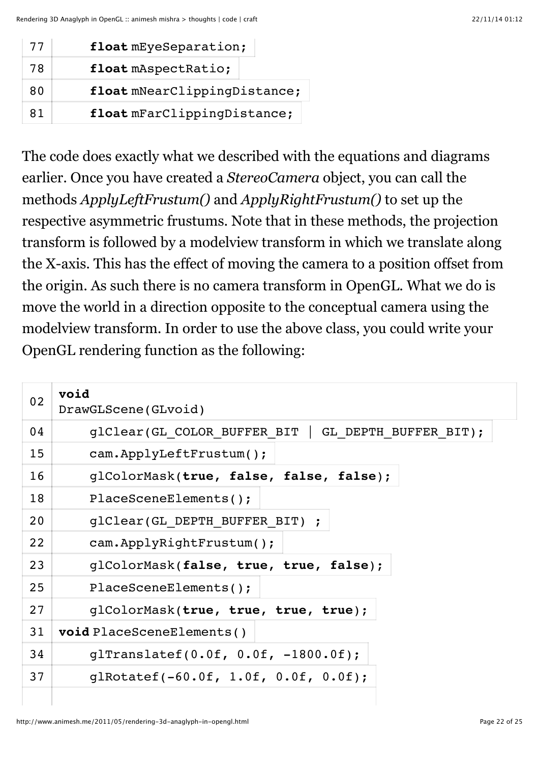```
77        float mEyeSeparation;
78        float mAspectRatio;
80        float mNearClippingDistance;
81        float mFarClippingDistance;
```

The code does exactly what we described with the equations and diagrams earlier. Once you have created a *StereoCamera* object, you can call the methods *ApplyLeftFrustum()* and *ApplyRightFrustum()* to set up the respective asymmetric frustums. Note that in these methods, the projection transform is followed by a modelview transform in which we translate along the X-axis. This has the effect of moving the camera to a position offset from the origin. As such there is no camera transform in OpenGL. What we do is move the world in a direction opposite to the conceptual camera using the modelview transform. In order to use the above class, you could write your OpenGL rendering function as the following:

```
02  void
    DrawGLScene(GLvoid)
04      glClear(GL_COLOR_BUFFER_BIT | GL_DEPTH_BUFFER_BIT);
15      cam.ApplyLeftFrustum();
16      glColorMask(true, false, false, false);
18      PlaceSceneElements();
20      glClear(GL_DEPTH_BUFFER_BIT) ;
22      cam.ApplyRightFrustum();
23      glColorMask(false, true, true, false);
25      PlaceSceneElements();
27      glColorMask(true, true, true, true);
31  void PlaceSceneElements()
34      glTranslatef(0.0f, 0.0f, -1800.0f);
37      glRotatef(-60.0f, 1.0f, 0.0f, 0.0f);
```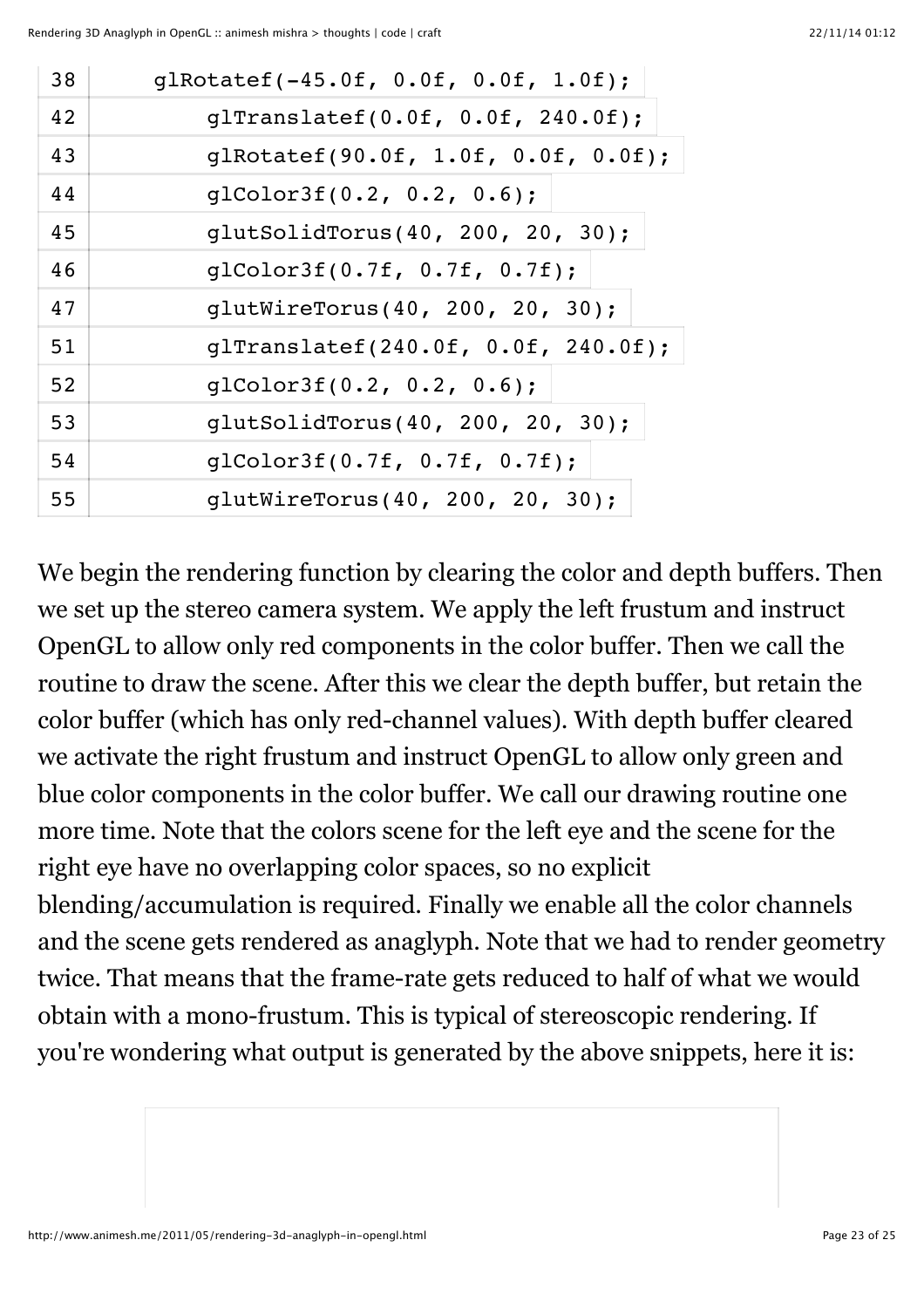```
38    glRotatef(-45.0f, 0.0f, 0.0f, 1.0f);
42        glTranslatef(0.0f, 0.0f, 240.0f);
43        glRotatef(90.0f, 1.0f, 0.0f, 0.0f);
44        glColor3f(0.2, 0.2, 0.6);
45        glutSolidTorus(40, 200, 20, 30);
46        glColor3f(0.7f, 0.7f, 0.7f);
47        glutWireTorus(40, 200, 20, 30);
51        glTranslatef(240.0f, 0.0f, 240.0f);
52        glColor3f(0.2, 0.2, 0.6);
53        glutSolidTorus(40, 200, 20, 30);
54        glColor3f(0.7f, 0.7f, 0.7f);
55        glutWireTorus(40, 200, 20, 30);
```

We begin the rendering function by clearing the color and depth buffers. Then we set up the stereo camera system. We apply the left frustum and instruct OpenGL to allow only red components in the color buffer. Then we call the routine to draw the scene. After this we clear the depth buffer, but retain the color buffer (which has only red-channel values). With depth buffer cleared we activate the right frustum and instruct OpenGL to allow only green and blue color components in the color buffer. We call our drawing routine one more time. Note that the colors scene for the left eye and the scene for the right eye have no overlapping color spaces, so no explicit blending/accumulation is required. Finally we enable all the color channels and the scene gets rendered as anaglyph. Note that we had to render geometry twice. That means that the frame-rate gets reduced to half of what we would obtain with a mono-frustum. This is typical of stereoscopic rendering. If you're wondering what output is generated by the above snippets, here it is: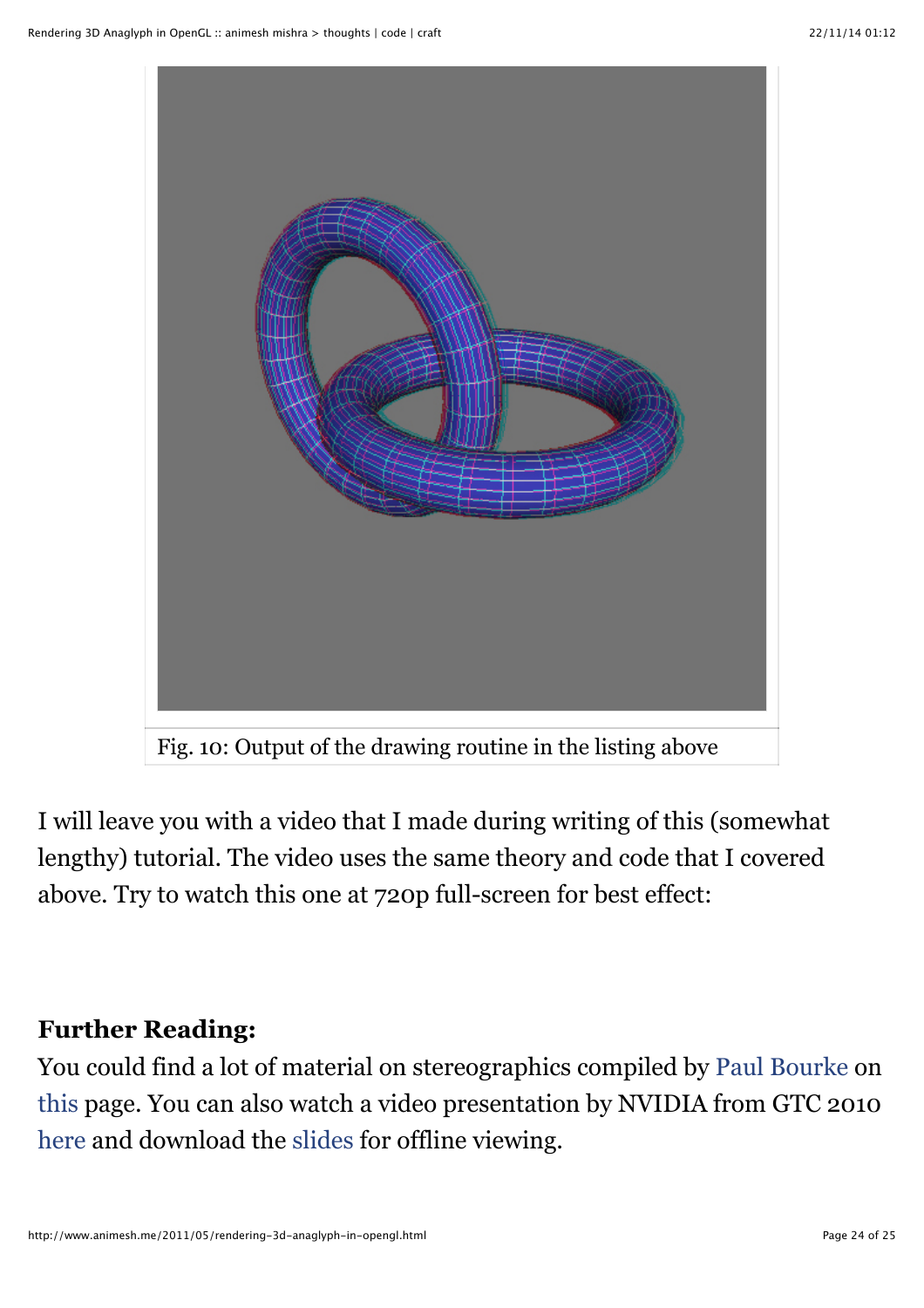Fig. 10: Output of the drawing routine in the listing above

I will leave you with a video that I made during writing of this (somewhat lengthy) tutorial. The video uses the same theory and code that I covered above. Try to watch this one at 720p full-screen for best effect:

**Further Reading:**

You could find a lot of material on stereographics compiled by Paul Bourke on this page. You can also watch a video presentation by NVIDIA from GTC 2010 here and download the slides for offline viewing.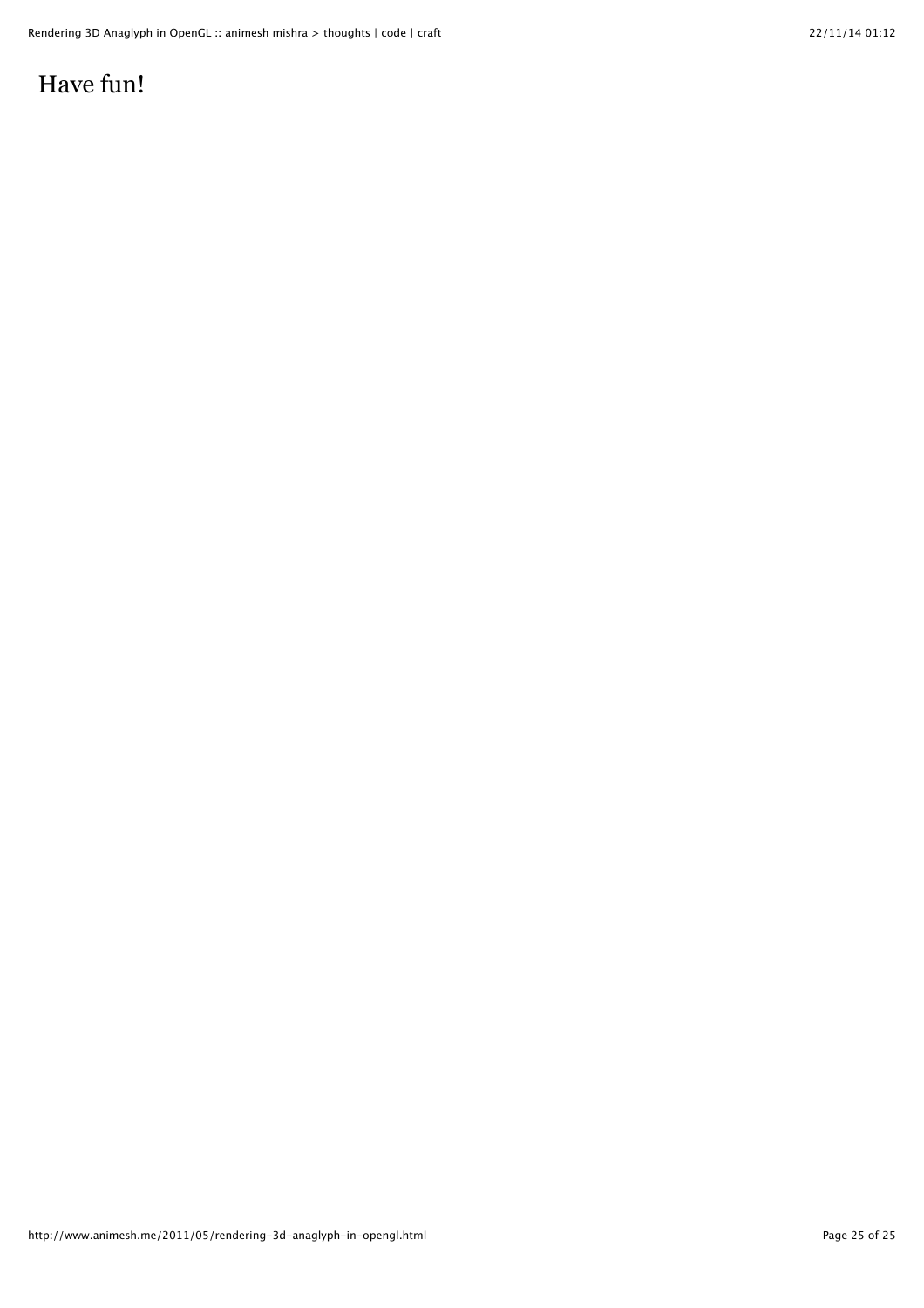Have fun!